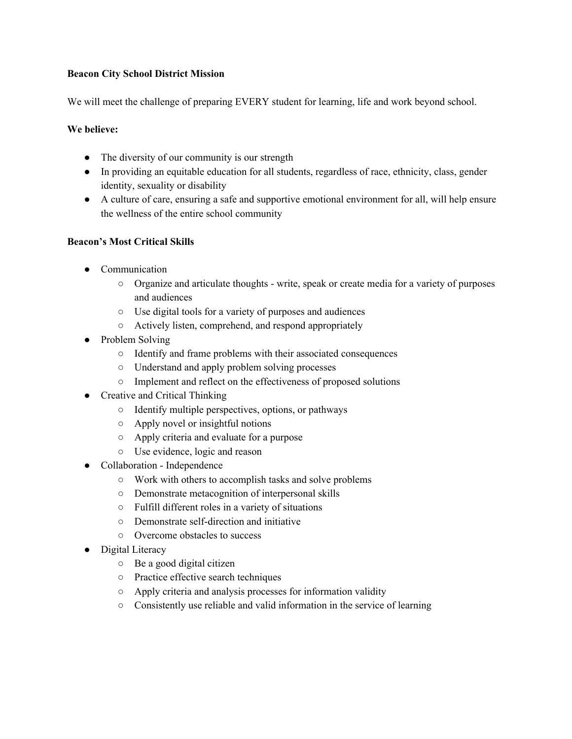**Beacon City School District Mission**

We will meet the challenge of preparing EVERY student for learning, life and work beyond school.

**We believe:**

- The diversity of our community is our strength
- In providing an equitable education for all students, regardless of race, ethnicity, class, gender identity, sexuality or disability
- A culture of care, ensuring a safe and supportive emotional environment for all, will help ensure the wellness of the entire school community

**Beacon's Most Critical Skills**

- Communication
  - Organize and articulate thoughts - write, speak or create media for a variety of purposes and audiences
  - Use digital tools for a variety of purposes and audiences
  - Actively listen, comprehend, and respond appropriately
- Problem Solving
  - Identify and frame problems with their associated consequences
  - Understand and apply problem solving processes
  - Implement and reflect on the effectiveness of proposed solutions
- Creative and Critical Thinking
  - Identify multiple perspectives, options, or pathways
  - Apply novel or insightful notions
  - Apply criteria and evaluate for a purpose
  - Use evidence, logic and reason
- Collaboration - Independence
  - Work with others to accomplish tasks and solve problems
  - Demonstrate metacognition of interpersonal skills
  - Fulfill different roles in a variety of situations
  - Demonstrate self-direction and initiative
  - Overcome obstacles to success
- Digital Literacy
  - Be a good digital citizen
  - Practice effective search techniques
  - Apply criteria and analysis processes for information validity
  - Consistently use reliable and valid information in the service of learning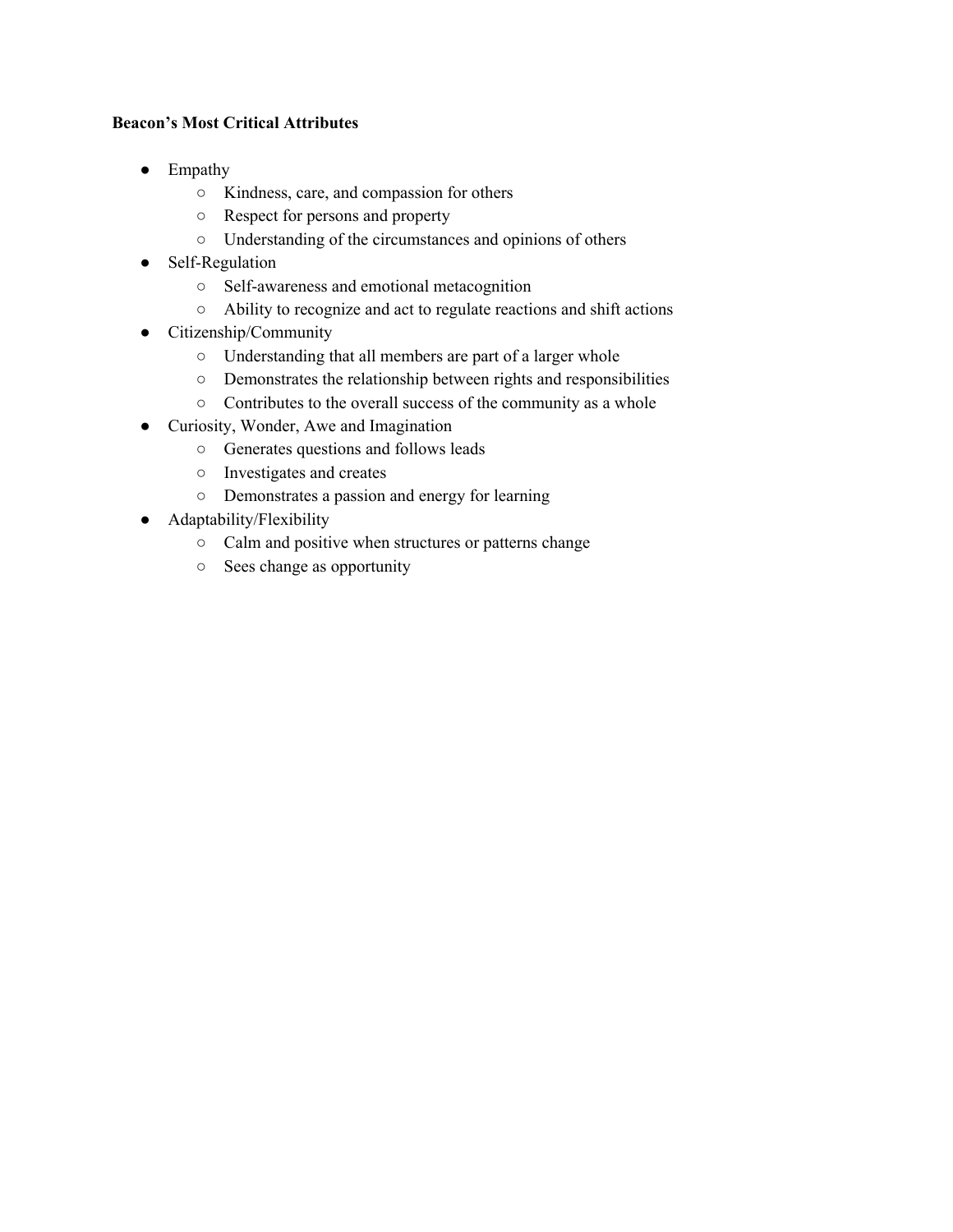**Beacon's Most Critical Attributes**

- Empathy
  - Kindness, care, and compassion for others
  - Respect for persons and property
  - Understanding of the circumstances and opinions of others
- Self-Regulation
  - Self-awareness and emotional metacognition
  - Ability to recognize and act to regulate reactions and shift actions
- Citizenship/Community
  - Understanding that all members are part of a larger whole
  - Demonstrates the relationship between rights and responsibilities
  - Contributes to the overall success of the community as a whole
- Curiosity, Wonder, Awe and Imagination
  - Generates questions and follows leads
  - Investigates and creates
  - Demonstrates a passion and energy for learning
- Adaptability/Flexibility
  - Calm and positive when structures or patterns change
  - Sees change as opportunity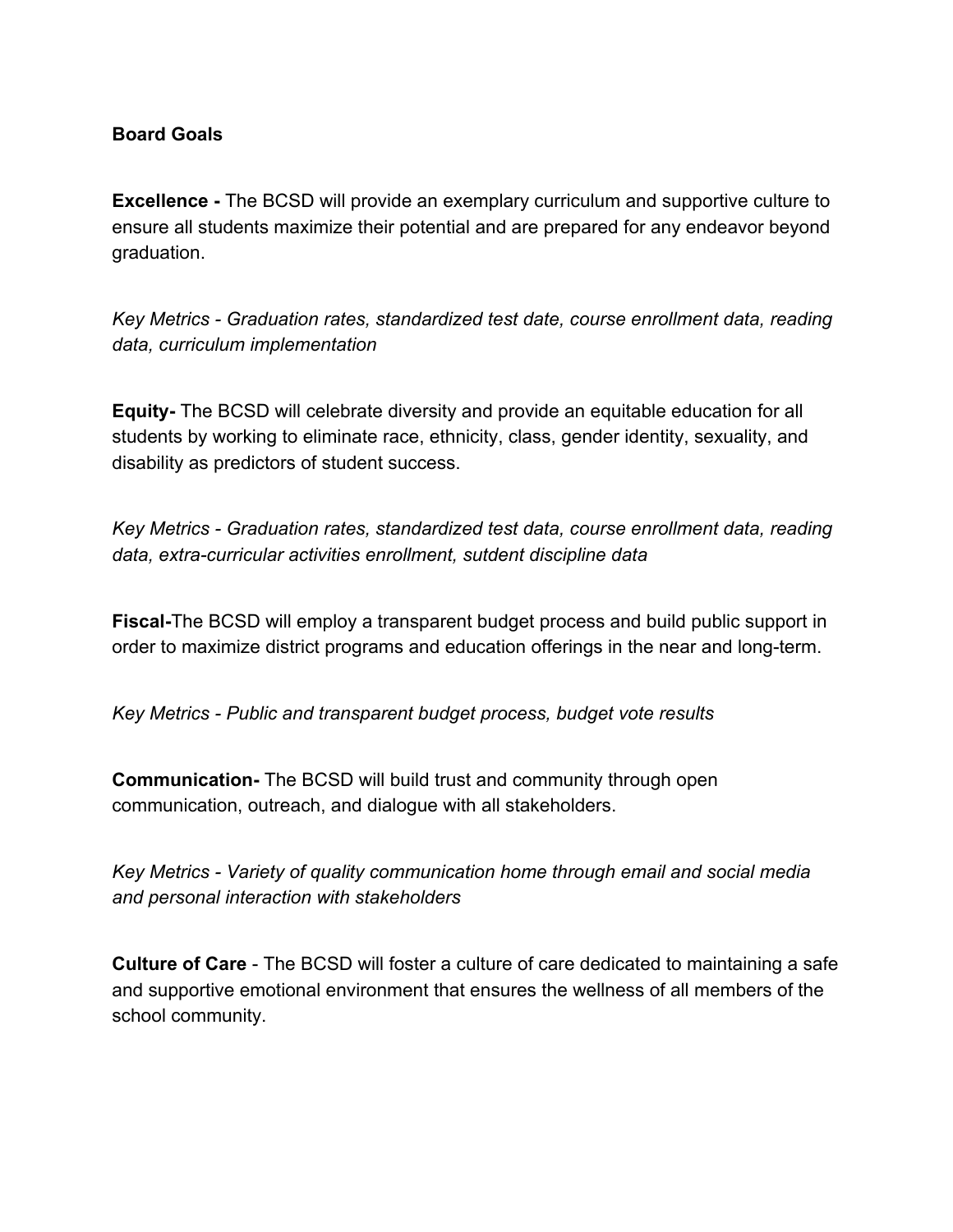**Board Goals**

**Excellence -** The BCSD will provide an exemplary curriculum and supportive culture to ensure all students maximize their potential and are prepared for any endeavor beyond graduation.

*Key Metrics - Graduation rates, standardized test date, course enrollment data, reading data, curriculum implementation*

**Equity-** The BCSD will celebrate diversity and provide an equitable education for all students by working to eliminate race, ethnicity, class, gender identity, sexuality, and disability as predictors of student success.

*Key Metrics - Graduation rates, standardized test data, course enrollment data, reading data, extra-curricular activities enrollment, sutdent discipline data*

**Fiscal-**The BCSD will employ a transparent budget process and build public support in order to maximize district programs and education offerings in the near and long-term.

*Key Metrics - Public and transparent budget process, budget vote results*

**Communication-** The BCSD will build trust and community through open communication, outreach, and dialogue with all stakeholders.

*Key Metrics - Variety of quality communication home through email and social media and personal interaction with stakeholders*

**Culture of Care** - The BCSD will foster a culture of care dedicated to maintaining a safe and supportive emotional environment that ensures the wellness of all members of the school community.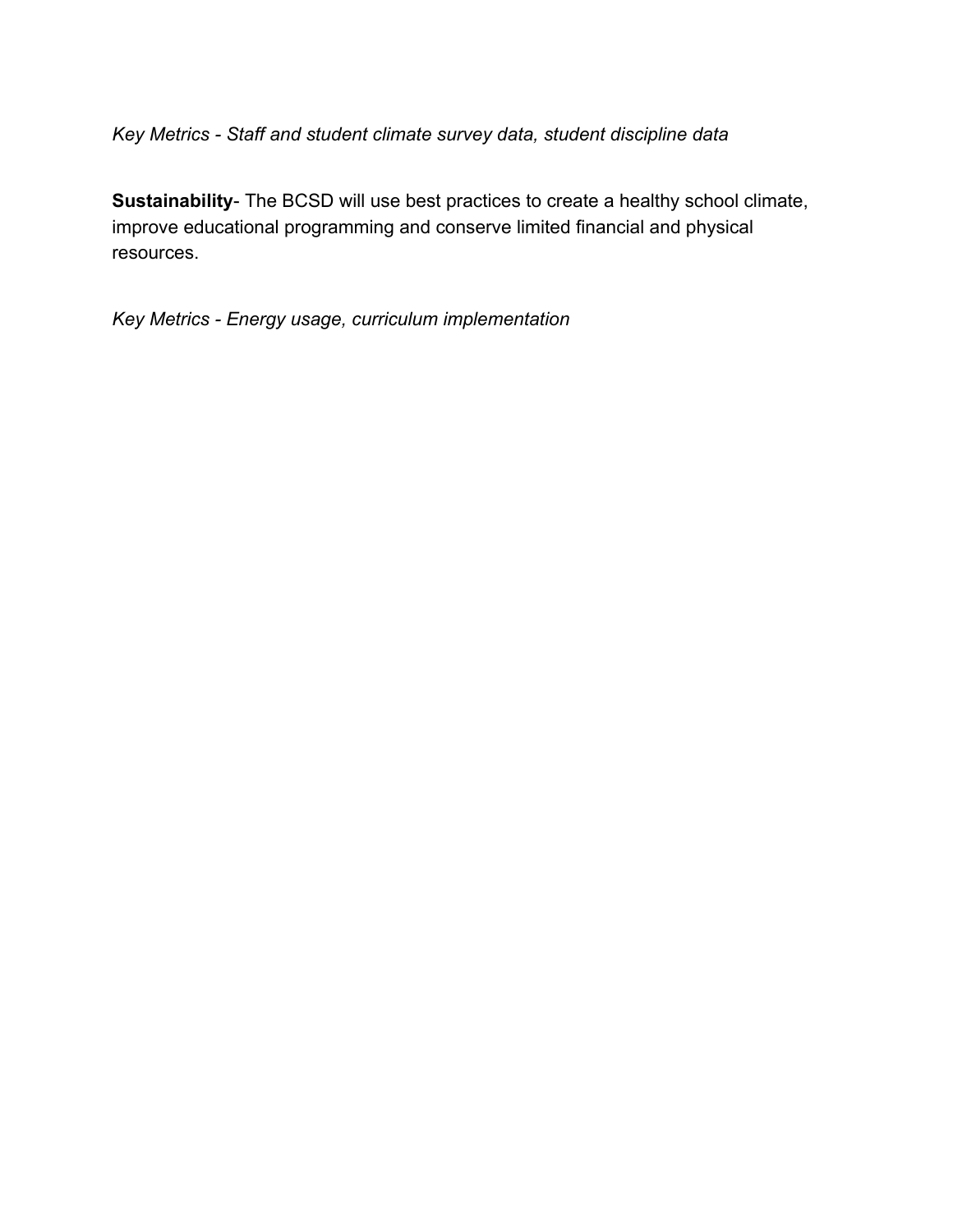*Key Metrics - Staff and student climate survey data, student discipline data*

**Sustainability**- The BCSD will use best practices to create a healthy school climate, improve educational programming and conserve limited financial and physical resources.

*Key Metrics - Energy usage, curriculum implementation*